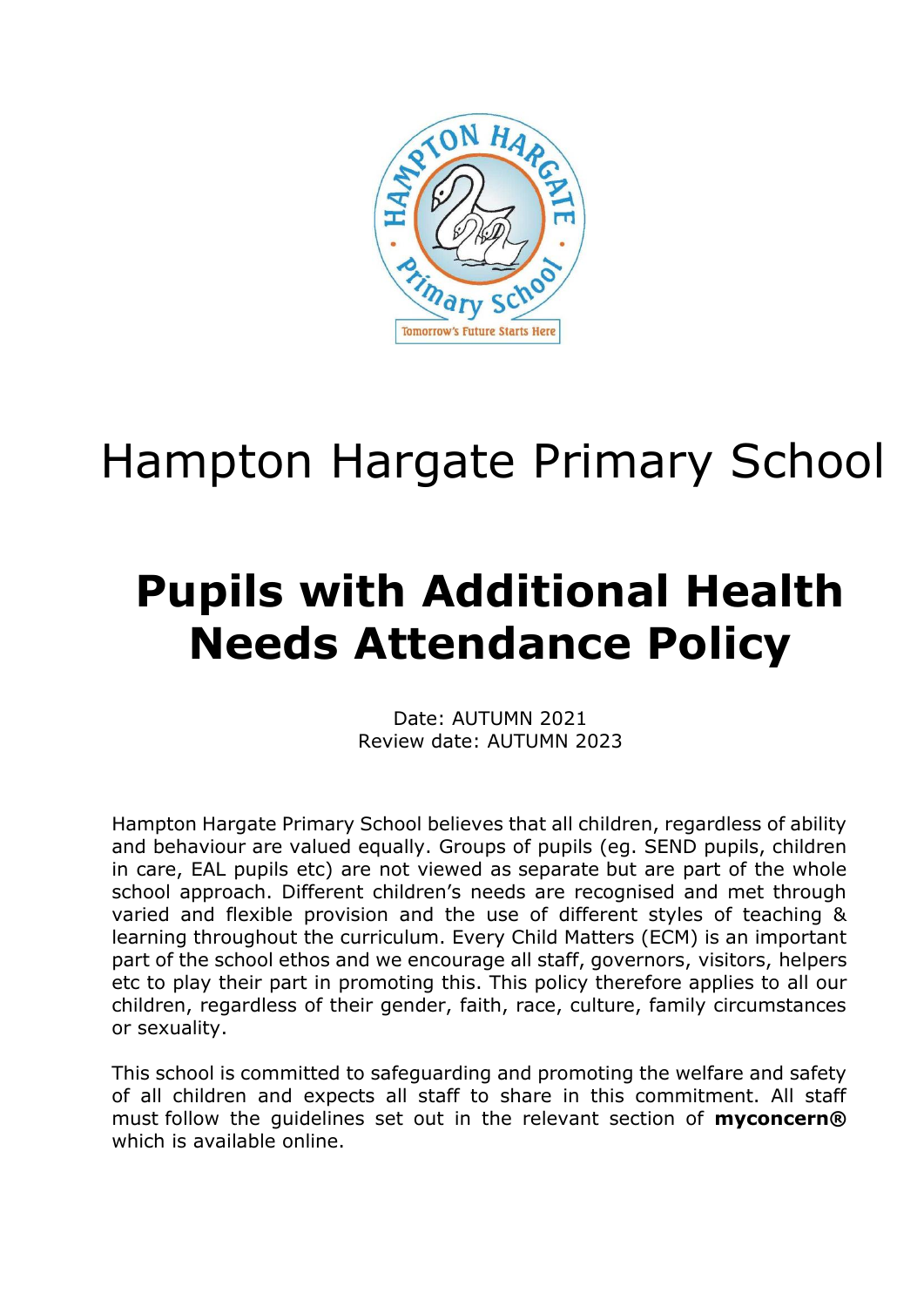# Hampton Hargate Primary School

# Pupils with Additional Health Needs Attendance Policy

Date: AUTUMN 2021
Review date: AUTUMN 2023

Hampton Hargate Primary School believes that all children, regardless of ability and behaviour are valued equally. Groups of pupils (eg. SEND pupils, children in care, EAL pupils etc) are not viewed as separate but are part of the whole school approach. Different children's needs are recognised and met through varied and flexible provision and the use of different styles of teaching & learning throughout the curriculum. Every Child Matters (ECM) is an important part of the school ethos and we encourage all staff, governors, visitors, helpers etc to play their part in promoting this. This policy therefore applies to all our children, regardless of their gender, faith, race, culture, family circumstances or sexuality.

This school is committed to safeguarding and promoting the welfare and safety of all children and expects all staff to share in this commitment. All staff must follow the guidelines set out in the relevant section of **myconcern®** which is available online.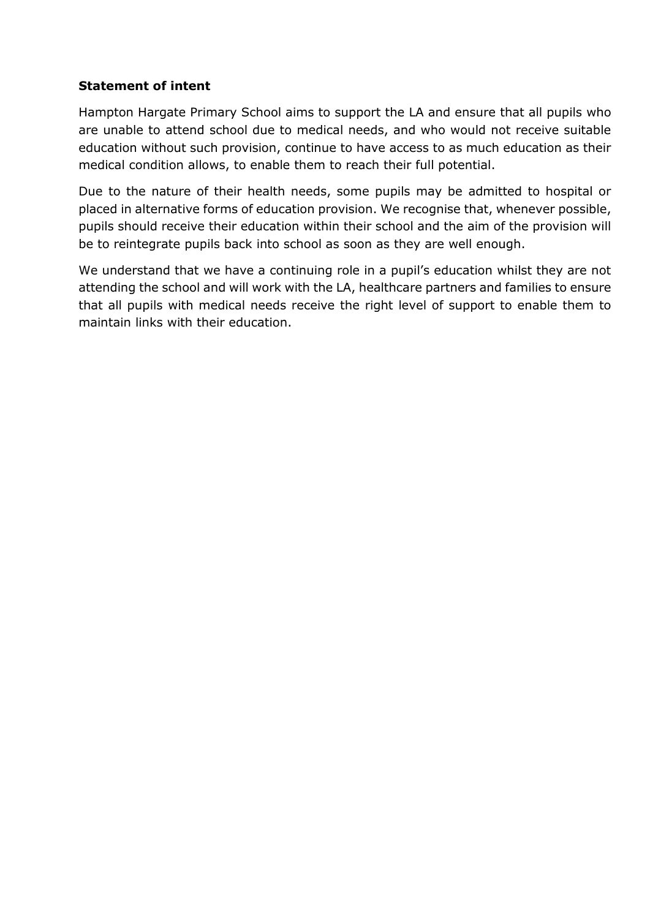**Statement of intent**

Hampton Hargate Primary School aims to support the LA and ensure that all pupils who are unable to attend school due to medical needs, and who would not receive suitable education without such provision, continue to have access to as much education as their medical condition allows, to enable them to reach their full potential.

Due to the nature of their health needs, some pupils may be admitted to hospital or placed in alternative forms of education provision. We recognise that, whenever possible, pupils should receive their education within their school and the aim of the provision will be to reintegrate pupils back into school as soon as they are well enough.

We understand that we have a continuing role in a pupil's education whilst they are not attending the school and will work with the LA, healthcare partners and families to ensure that all pupils with medical needs receive the right level of support to enable them to maintain links with their education.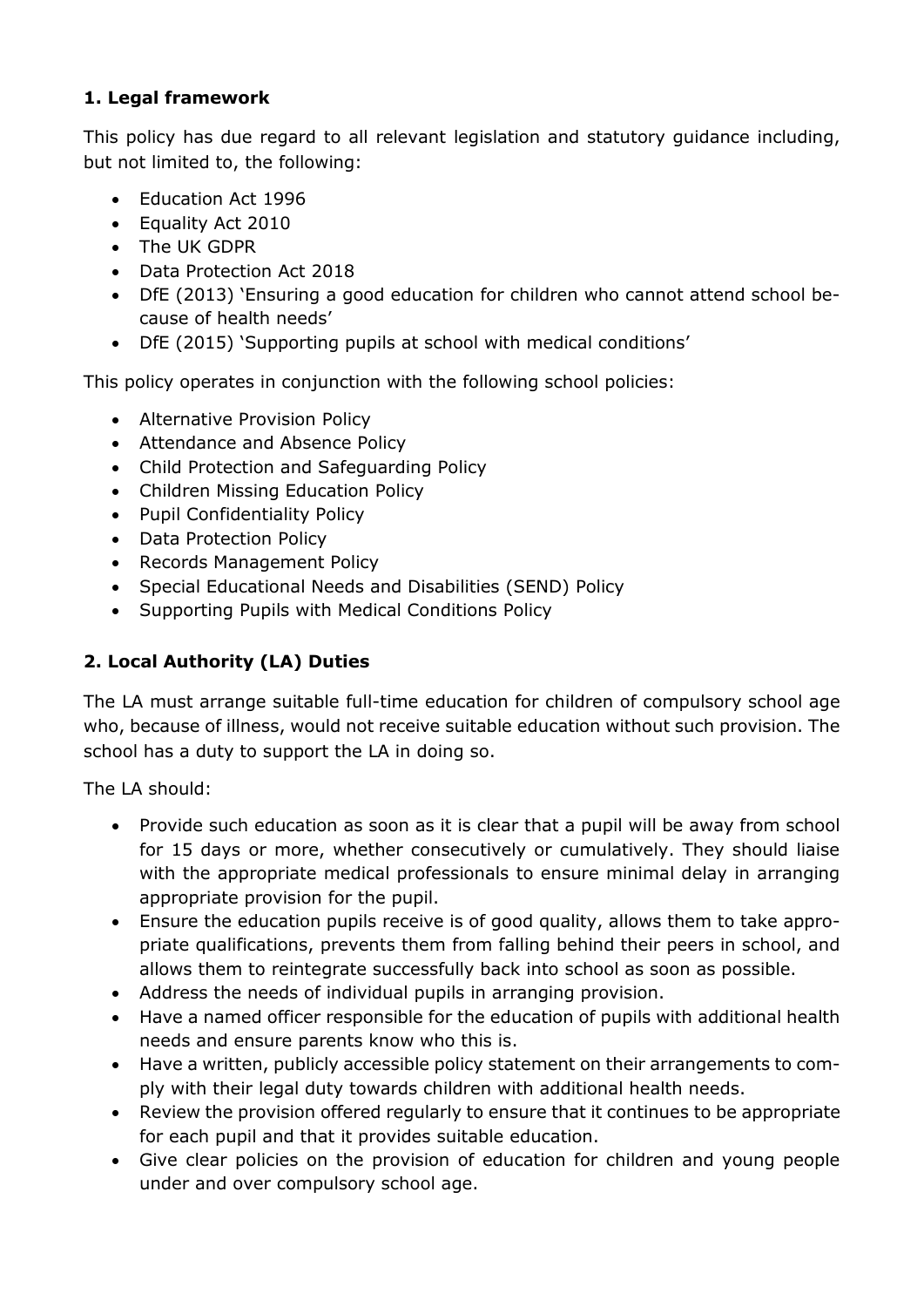## 1. Legal framework

This policy has due regard to all relevant legislation and statutory guidance including, but not limited to, the following:

- Education Act 1996
- Equality Act 2010
- The UK GDPR
- Data Protection Act 2018
- DfE (2013) 'Ensuring a good education for children who cannot attend school because of health needs'
- DfE (2015) 'Supporting pupils at school with medical conditions'

This policy operates in conjunction with the following school policies:

- Alternative Provision Policy
- Attendance and Absence Policy
- Child Protection and Safeguarding Policy
- Children Missing Education Policy
- Pupil Confidentiality Policy
- Data Protection Policy
- Records Management Policy
- Special Educational Needs and Disabilities (SEND) Policy
- Supporting Pupils with Medical Conditions Policy

## 2. Local Authority (LA) Duties

The LA must arrange suitable full-time education for children of compulsory school age who, because of illness, would not receive suitable education without such provision. The school has a duty to support the LA in doing so.

The LA should:

- Provide such education as soon as it is clear that a pupil will be away from school for 15 days or more, whether consecutively or cumulatively. They should liaise with the appropriate medical professionals to ensure minimal delay in arranging appropriate provision for the pupil.
- Ensure the education pupils receive is of good quality, allows them to take appropriate qualifications, prevents them from falling behind their peers in school, and allows them to reintegrate successfully back into school as soon as possible.
- Address the needs of individual pupils in arranging provision.
- Have a named officer responsible for the education of pupils with additional health needs and ensure parents know who this is.
- Have a written, publicly accessible policy statement on their arrangements to comply with their legal duty towards children with additional health needs.
- Review the provision offered regularly to ensure that it continues to be appropriate for each pupil and that it provides suitable education.
- Give clear policies on the provision of education for children and young people under and over compulsory school age.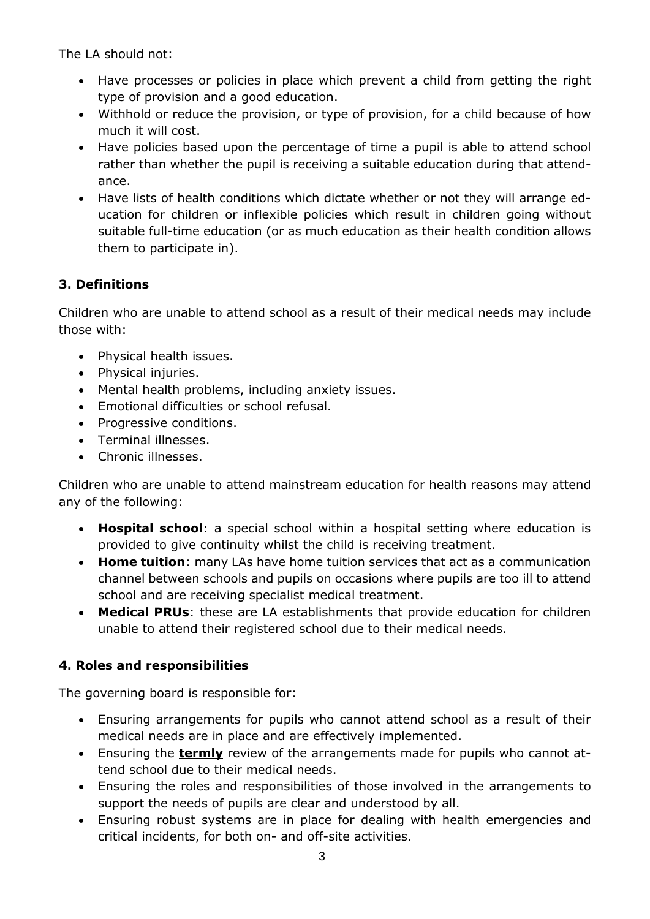The LA should not:

- Have processes or policies in place which prevent a child from getting the right type of provision and a good education.
- Withhold or reduce the provision, or type of provision, for a child because of how much it will cost.
- Have policies based upon the percentage of time a pupil is able to attend school rather than whether the pupil is receiving a suitable education during that attendance.
- Have lists of health conditions which dictate whether or not they will arrange education for children or inflexible policies which result in children going without suitable full-time education (or as much education as their health condition allows them to participate in).

### 3. Definitions

Children who are unable to attend school as a result of their medical needs may include those with:

- Physical health issues.
- Physical injuries.
- Mental health problems, including anxiety issues.
- Emotional difficulties or school refusal.
- Progressive conditions.
- Terminal illnesses.
- Chronic illnesses.

Children who are unable to attend mainstream education for health reasons may attend any of the following:

- **Hospital school**: a special school within a hospital setting where education is provided to give continuity whilst the child is receiving treatment.
- **Home tuition**: many LAs have home tuition services that act as a communication channel between schools and pupils on occasions where pupils are too ill to attend school and are receiving specialist medical treatment.
- **Medical PRUs**: these are LA establishments that provide education for children unable to attend their registered school due to their medical needs.

### 4. Roles and responsibilities

The governing board is responsible for:

- Ensuring arrangements for pupils who cannot attend school as a result of their medical needs are in place and are effectively implemented.
- Ensuring the **termly** review of the arrangements made for pupils who cannot attend school due to their medical needs.
- Ensuring the roles and responsibilities of those involved in the arrangements to support the needs of pupils are clear and understood by all.
- Ensuring robust systems are in place for dealing with health emergencies and critical incidents, for both on- and off-site activities.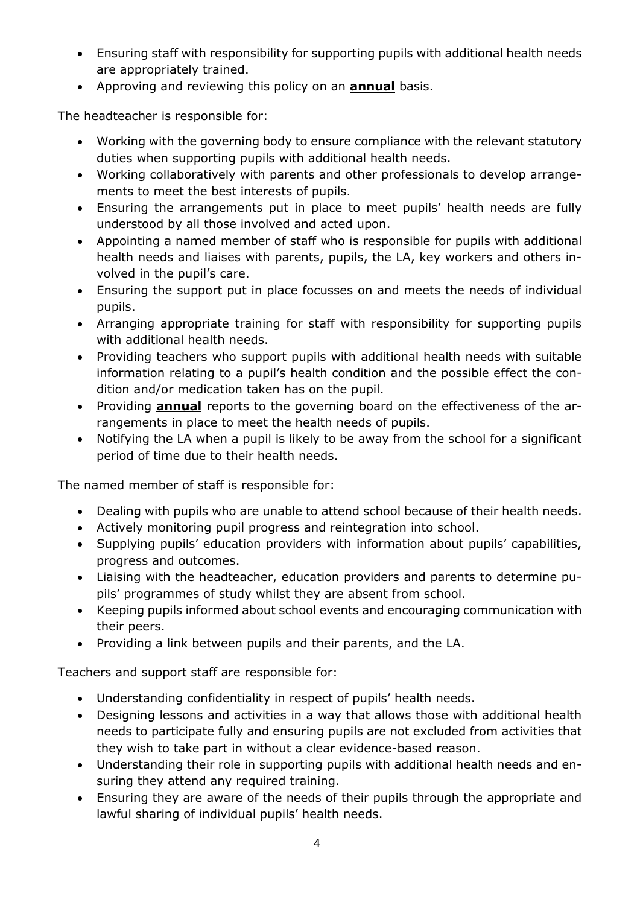- Ensuring staff with responsibility for supporting pupils with additional health needs are appropriately trained.
- Approving and reviewing this policy on an **annual** basis.

The headteacher is responsible for:

- Working with the governing body to ensure compliance with the relevant statutory duties when supporting pupils with additional health needs.
- Working collaboratively with parents and other professionals to develop arrangements to meet the best interests of pupils.
- Ensuring the arrangements put in place to meet pupils' health needs are fully understood by all those involved and acted upon.
- Appointing a named member of staff who is responsible for pupils with additional health needs and liaises with parents, pupils, the LA, key workers and others involved in the pupil's care.
- Ensuring the support put in place focusses on and meets the needs of individual pupils.
- Arranging appropriate training for staff with responsibility for supporting pupils with additional health needs.
- Providing teachers who support pupils with additional health needs with suitable information relating to a pupil's health condition and the possible effect the condition and/or medication taken has on the pupil.
- Providing **annual** reports to the governing board on the effectiveness of the arrangements in place to meet the health needs of pupils.
- Notifying the LA when a pupil is likely to be away from the school for a significant period of time due to their health needs.

The named member of staff is responsible for:

- Dealing with pupils who are unable to attend school because of their health needs.
- Actively monitoring pupil progress and reintegration into school.
- Supplying pupils' education providers with information about pupils' capabilities, progress and outcomes.
- Liaising with the headteacher, education providers and parents to determine pupils' programmes of study whilst they are absent from school.
- Keeping pupils informed about school events and encouraging communication with their peers.
- Providing a link between pupils and their parents, and the LA.

Teachers and support staff are responsible for:

- Understanding confidentiality in respect of pupils' health needs.
- Designing lessons and activities in a way that allows those with additional health needs to participate fully and ensuring pupils are not excluded from activities that they wish to take part in without a clear evidence-based reason.
- Understanding their role in supporting pupils with additional health needs and ensuring they attend any required training.
- Ensuring they are aware of the needs of their pupils through the appropriate and lawful sharing of individual pupils' health needs.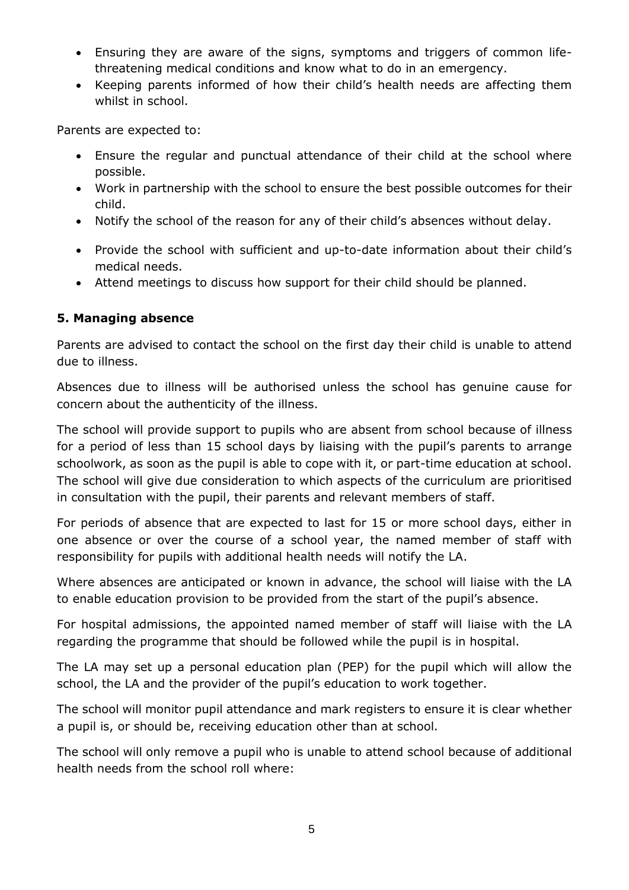- Ensuring they are aware of the signs, symptoms and triggers of common life-threatening medical conditions and know what to do in an emergency.
- Keeping parents informed of how their child's health needs are affecting them whilst in school.

Parents are expected to:

- Ensure the regular and punctual attendance of their child at the school where possible.
- Work in partnership with the school to ensure the best possible outcomes for their child.
- Notify the school of the reason for any of their child's absences without delay.
- Provide the school with sufficient and up-to-date information about their child's medical needs.
- Attend meetings to discuss how support for their child should be planned.

### 5. Managing absence

Parents are advised to contact the school on the first day their child is unable to attend due to illness.

Absences due to illness will be authorised unless the school has genuine cause for concern about the authenticity of the illness.

The school will provide support to pupils who are absent from school because of illness for a period of less than 15 school days by liaising with the pupil's parents to arrange schoolwork, as soon as the pupil is able to cope with it, or part-time education at school. The school will give due consideration to which aspects of the curriculum are prioritised in consultation with the pupil, their parents and relevant members of staff.

For periods of absence that are expected to last for 15 or more school days, either in one absence or over the course of a school year, the named member of staff with responsibility for pupils with additional health needs will notify the LA.

Where absences are anticipated or known in advance, the school will liaise with the LA to enable education provision to be provided from the start of the pupil's absence.

For hospital admissions, the appointed named member of staff will liaise with the LA regarding the programme that should be followed while the pupil is in hospital.

The LA may set up a personal education plan (PEP) for the pupil which will allow the school, the LA and the provider of the pupil's education to work together.

The school will monitor pupil attendance and mark registers to ensure it is clear whether a pupil is, or should be, receiving education other than at school.

The school will only remove a pupil who is unable to attend school because of additional health needs from the school roll where: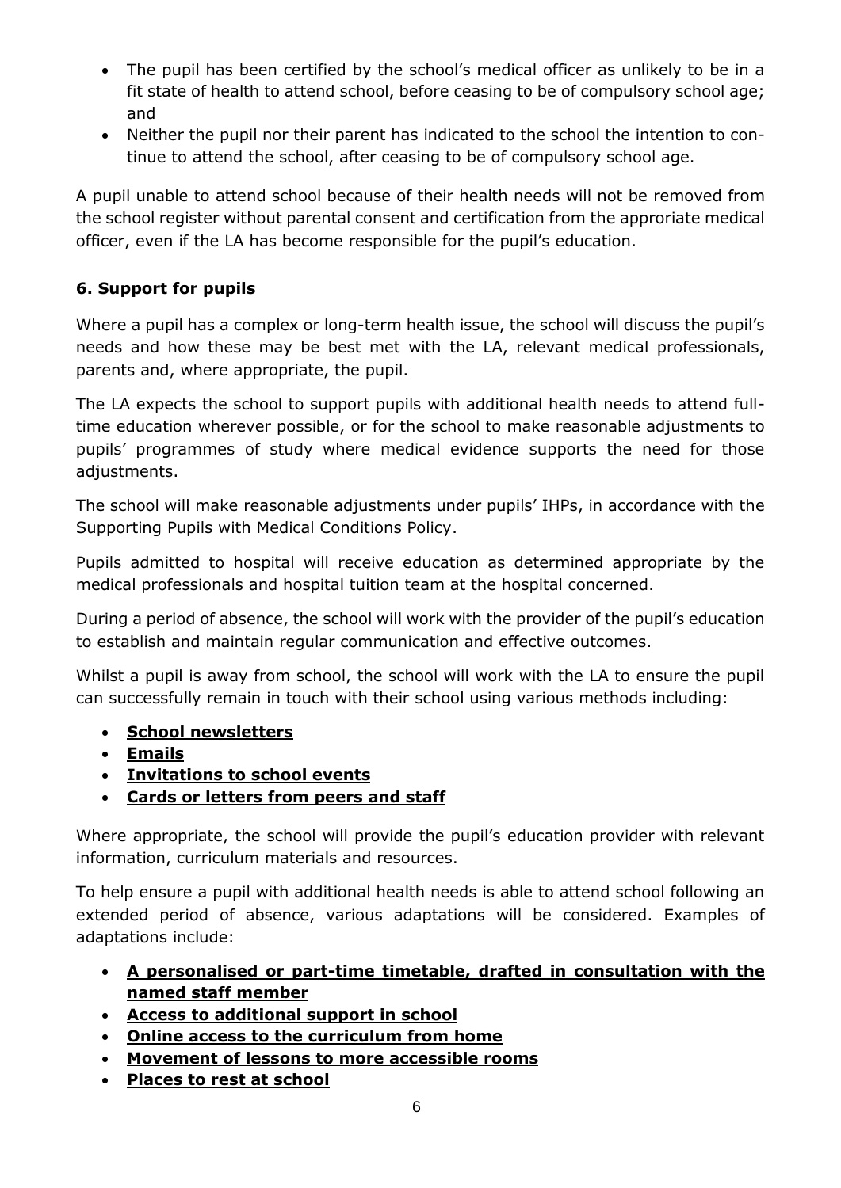- The pupil has been certified by the school's medical officer as unlikely to be in a fit state of health to attend school, before ceasing to be of compulsory school age; and
- Neither the pupil nor their parent has indicated to the school the intention to continue to attend the school, after ceasing to be of compulsory school age.

A pupil unable to attend school because of their health needs will not be removed from the school register without parental consent and certification from the approriate medical officer, even if the LA has become responsible for the pupil's education.

## 6. Support for pupils

Where a pupil has a complex or long-term health issue, the school will discuss the pupil's needs and how these may be best met with the LA, relevant medical professionals, parents and, where appropriate, the pupil.

The LA expects the school to support pupils with additional health needs to attend full-time education wherever possible, or for the school to make reasonable adjustments to pupils' programmes of study where medical evidence supports the need for those adjustments.

The school will make reasonable adjustments under pupils' IHPs, in accordance with the Supporting Pupils with Medical Conditions Policy.

Pupils admitted to hospital will receive education as determined appropriate by the medical professionals and hospital tuition team at the hospital concerned.

During a period of absence, the school will work with the provider of the pupil's education to establish and maintain regular communication and effective outcomes.

Whilst a pupil is away from school, the school will work with the LA to ensure the pupil can successfully remain in touch with their school using various methods including:

- **School newsletters**
- **Emails**
- **Invitations to school events**
- **Cards or letters from peers and staff**

Where appropriate, the school will provide the pupil's education provider with relevant information, curriculum materials and resources.

To help ensure a pupil with additional health needs is able to attend school following an extended period of absence, various adaptations will be considered. Examples of adaptations include:

- **A personalised or part-time timetable, drafted in consultation with the named staff member**
- **Access to additional support in school**
- **Online access to the curriculum from home**
- **Movement of lessons to more accessible rooms**
- **Places to rest at school**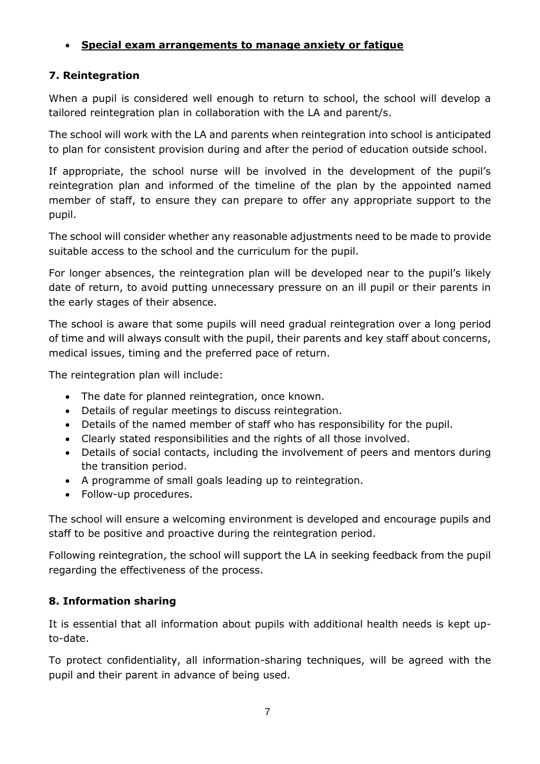- **Special exam arrangements to manage anxiety or fatigue**

### 7. Reintegration

When a pupil is considered well enough to return to school, the school will develop a tailored reintegration plan in collaboration with the LA and parent/s.

The school will work with the LA and parents when reintegration into school is anticipated to plan for consistent provision during and after the period of education outside school.

If appropriate, the school nurse will be involved in the development of the pupil's reintegration plan and informed of the timeline of the plan by the appointed named member of staff, to ensure they can prepare to offer any appropriate support to the pupil.

The school will consider whether any reasonable adjustments need to be made to provide suitable access to the school and the curriculum for the pupil.

For longer absences, the reintegration plan will be developed near to the pupil's likely date of return, to avoid putting unnecessary pressure on an ill pupil or their parents in the early stages of their absence.

The school is aware that some pupils will need gradual reintegration over a long period of time and will always consult with the pupil, their parents and key staff about concerns, medical issues, timing and the preferred pace of return.

The reintegration plan will include:

- The date for planned reintegration, once known.
- Details of regular meetings to discuss reintegration.
- Details of the named member of staff who has responsibility for the pupil.
- Clearly stated responsibilities and the rights of all those involved.
- Details of social contacts, including the involvement of peers and mentors during the transition period.
- A programme of small goals leading up to reintegration.
- Follow-up procedures.

The school will ensure a welcoming environment is developed and encourage pupils and staff to be positive and proactive during the reintegration period.

Following reintegration, the school will support the LA in seeking feedback from the pupil regarding the effectiveness of the process.

### 8. Information sharing

It is essential that all information about pupils with additional health needs is kept up-to-date.

To protect confidentiality, all information-sharing techniques, will be agreed with the pupil and their parent in advance of being used.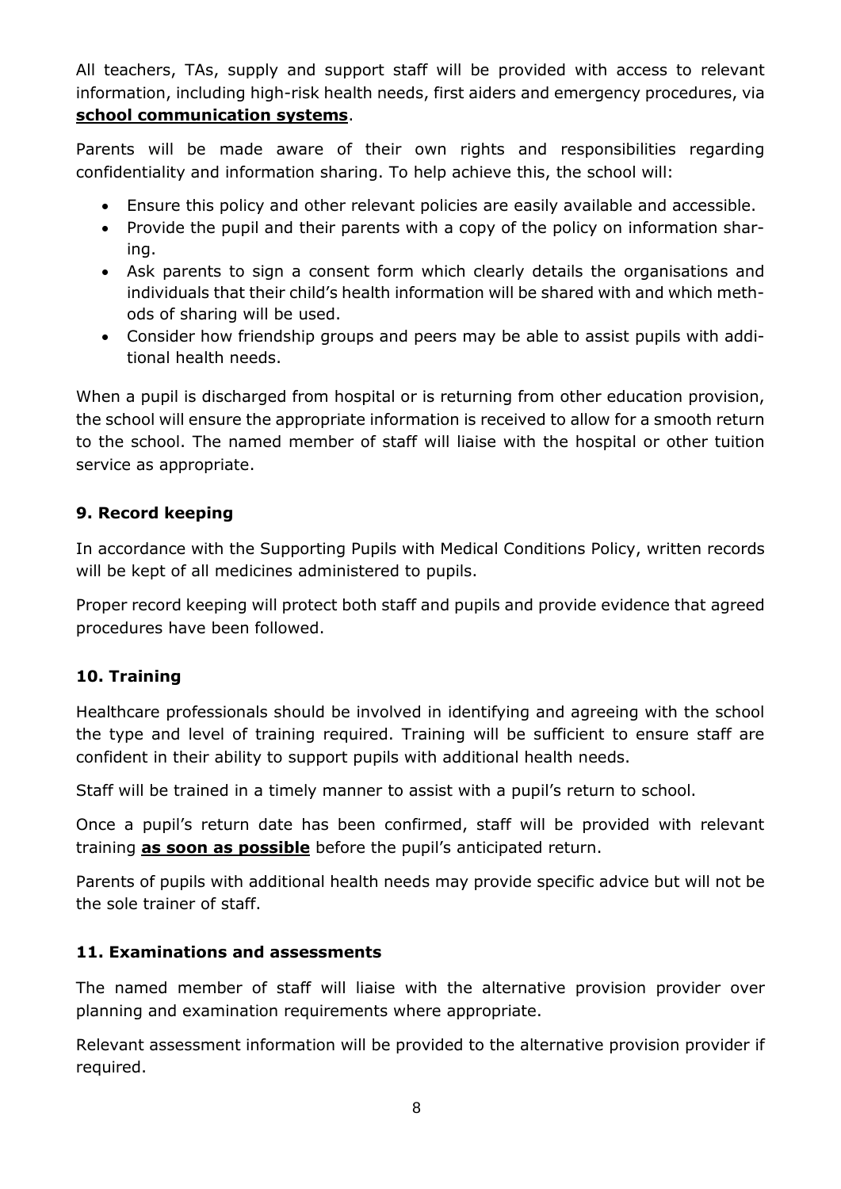All teachers, TAs, supply and support staff will be provided with access to relevant information, including high-risk health needs, first aiders and emergency procedures, via **school communication systems**.

Parents will be made aware of their own rights and responsibilities regarding confidentiality and information sharing. To help achieve this, the school will:

- Ensure this policy and other relevant policies are easily available and accessible.
- Provide the pupil and their parents with a copy of the policy on information sharing.
- Ask parents to sign a consent form which clearly details the organisations and individuals that their child's health information will be shared with and which methods of sharing will be used.
- Consider how friendship groups and peers may be able to assist pupils with additional health needs.

When a pupil is discharged from hospital or is returning from other education provision, the school will ensure the appropriate information is received to allow for a smooth return to the school. The named member of staff will liaise with the hospital or other tuition service as appropriate.

## 9. Record keeping

In accordance with the Supporting Pupils with Medical Conditions Policy, written records will be kept of all medicines administered to pupils.

Proper record keeping will protect both staff and pupils and provide evidence that agreed procedures have been followed.

## 10. Training

Healthcare professionals should be involved in identifying and agreeing with the school the type and level of training required. Training will be sufficient to ensure staff are confident in their ability to support pupils with additional health needs.

Staff will be trained in a timely manner to assist with a pupil's return to school.

Once a pupil's return date has been confirmed, staff will be provided with relevant training **as soon as possible** before the pupil's anticipated return.

Parents of pupils with additional health needs may provide specific advice but will not be the sole trainer of staff.

## 11. Examinations and assessments

The named member of staff will liaise with the alternative provision provider over planning and examination requirements where appropriate.

Relevant assessment information will be provided to the alternative provision provider if required.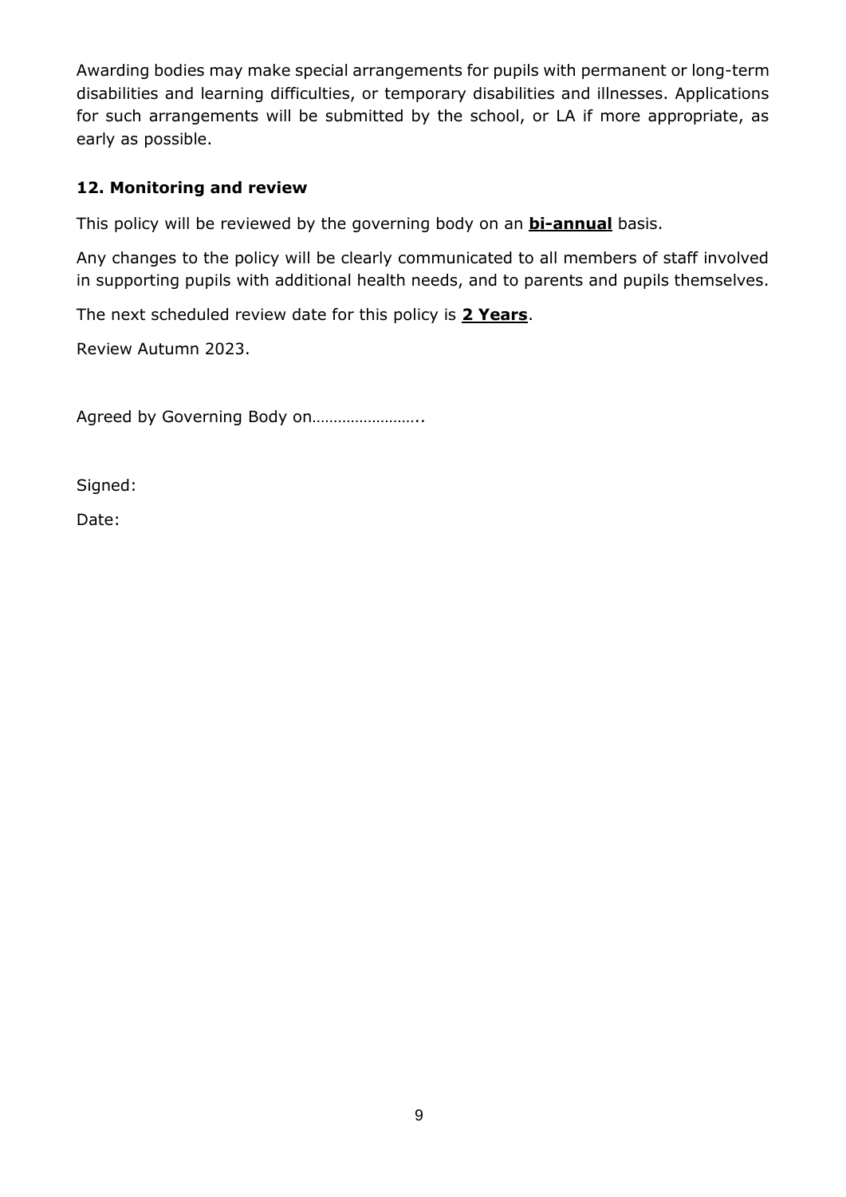Awarding bodies may make special arrangements for pupils with permanent or long-term disabilities and learning difficulties, or temporary disabilities and illnesses. Applications for such arrangements will be submitted by the school, or LA if more appropriate, as early as possible.

### 12. Monitoring and review

This policy will be reviewed by the governing body on an **bi-annual** basis.

Any changes to the policy will be clearly communicated to all members of staff involved in supporting pupils with additional health needs, and to parents and pupils themselves.

The next scheduled review date for this policy is **2 Years**.

Review Autumn 2023.

Agreed by Governing Body on……………………..

Signed:

Date: